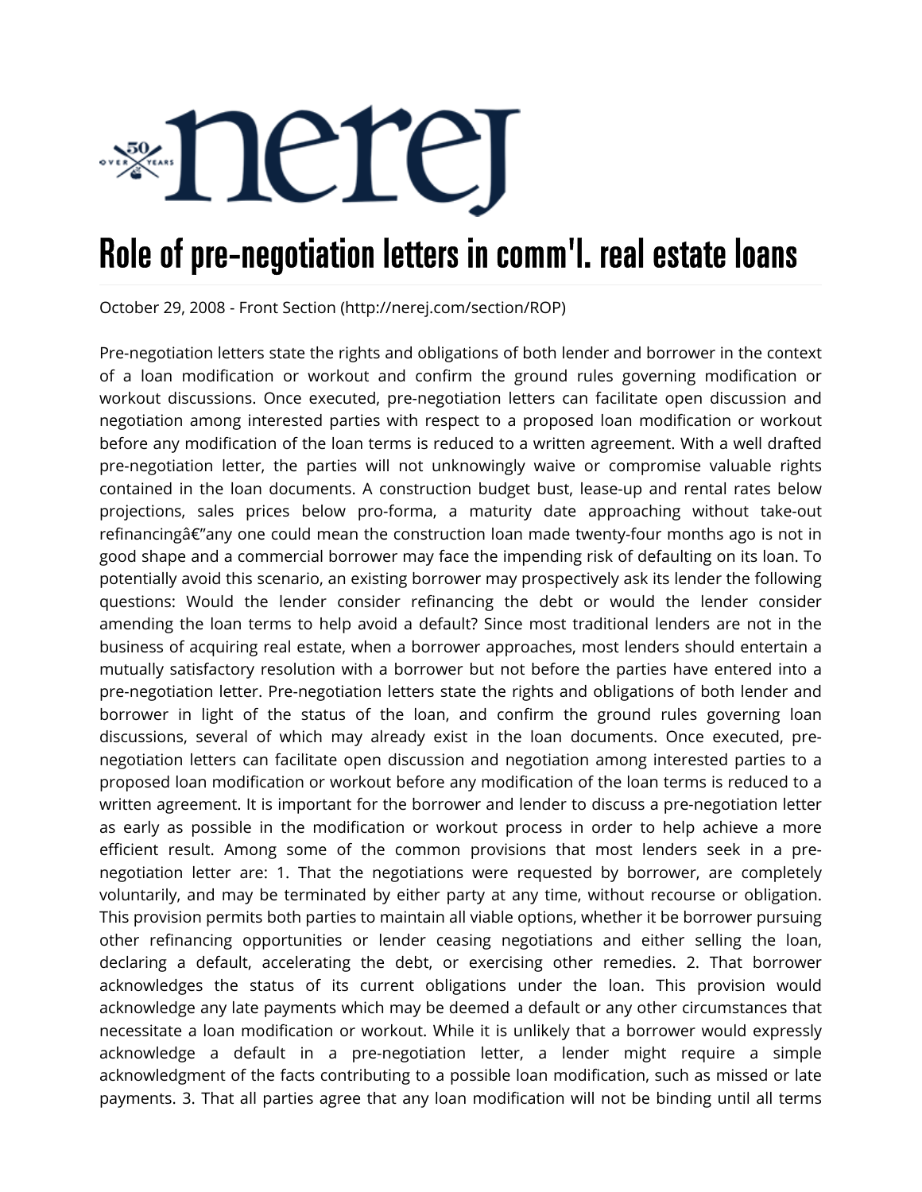# Role of pre-negotiation letters in comm'l. real estate loans

October 29, 2008 - Front Section (http://nerej.com/section/ROP)

Pre-negotiation letters state the rights and obligations of both lender and borrower in the context of a loan modification or workout and confirm the ground rules governing modification or workout discussions. Once executed, pre-negotiation letters can facilitate open discussion and negotiation among interested parties with respect to a proposed loan modification or workout before any modification of the loan terms is reduced to a written agreement. With a well drafted pre-negotiation letter, the parties will not unknowingly waive or compromise valuable rights contained in the loan documents. A construction budget bust, lease-up and rental rates below projections, sales prices below pro-forma, a maturity date approaching without take-out refinancingâ€"any one could mean the construction loan made twenty-four months ago is not in good shape and a commercial borrower may face the impending risk of defaulting on its loan. To potentially avoid this scenario, an existing borrower may prospectively ask its lender the following questions: Would the lender consider refinancing the debt or would the lender consider amending the loan terms to help avoid a default? Since most traditional lenders are not in the business of acquiring real estate, when a borrower approaches, most lenders should entertain a mutually satisfactory resolution with a borrower but not before the parties have entered into a pre-negotiation letter. Pre-negotiation letters state the rights and obligations of both lender and borrower in light of the status of the loan, and confirm the ground rules governing loan discussions, several of which may already exist in the loan documents. Once executed, pre-negotiation letters can facilitate open discussion and negotiation among interested parties to a proposed loan modification or workout before any modification of the loan terms is reduced to a written agreement. It is important for the borrower and lender to discuss a pre-negotiation letter as early as possible in the modification or workout process in order to help achieve a more efficient result. Among some of the common provisions that most lenders seek in a pre-negotiation letter are: 1. That the negotiations were requested by borrower, are completely voluntarily, and may be terminated by either party at any time, without recourse or obligation. This provision permits both parties to maintain all viable options, whether it be borrower pursuing other refinancing opportunities or lender ceasing negotiations and either selling the loan, declaring a default, accelerating the debt, or exercising other remedies. 2. That borrower acknowledges the status of its current obligations under the loan. This provision would acknowledge any late payments which may be deemed a default or any other circumstances that necessitate a loan modification or workout. While it is unlikely that a borrower would expressly acknowledge a default in a pre-negotiation letter, a lender might require a simple acknowledgment of the facts contributing to a possible loan modification, such as missed or late payments. 3. That all parties agree that any loan modification will not be binding until all terms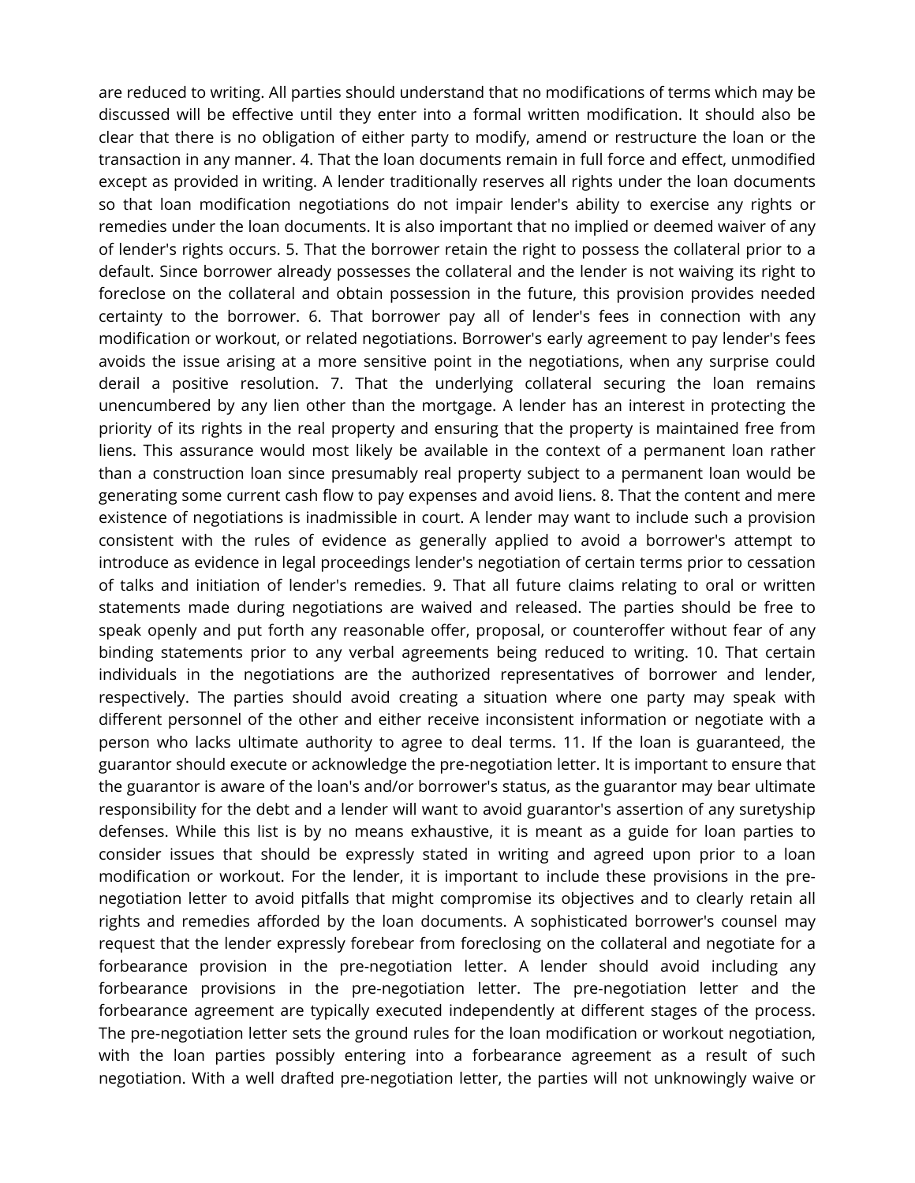are reduced to writing. All parties should understand that no modifications of terms which may be discussed will be effective until they enter into a formal written modification. It should also be clear that there is no obligation of either party to modify, amend or restructure the loan or the transaction in any manner. 4. That the loan documents remain in full force and effect, unmodified except as provided in writing. A lender traditionally reserves all rights under the loan documents so that loan modification negotiations do not impair lender's ability to exercise any rights or remedies under the loan documents. It is also important that no implied or deemed waiver of any of lender's rights occurs. 5. That the borrower retain the right to possess the collateral prior to a default. Since borrower already possesses the collateral and the lender is not waiving its right to foreclose on the collateral and obtain possession in the future, this provision provides needed certainty to the borrower. 6. That borrower pay all of lender's fees in connection with any modification or workout, or related negotiations. Borrower's early agreement to pay lender's fees avoids the issue arising at a more sensitive point in the negotiations, when any surprise could derail a positive resolution. 7. That the underlying collateral securing the loan remains unencumbered by any lien other than the mortgage. A lender has an interest in protecting the priority of its rights in the real property and ensuring that the property is maintained free from liens. This assurance would most likely be available in the context of a permanent loan rather than a construction loan since presumably real property subject to a permanent loan would be generating some current cash flow to pay expenses and avoid liens. 8. That the content and mere existence of negotiations is inadmissible in court. A lender may want to include such a provision consistent with the rules of evidence as generally applied to avoid a borrower's attempt to introduce as evidence in legal proceedings lender's negotiation of certain terms prior to cessation of talks and initiation of lender's remedies. 9. That all future claims relating to oral or written statements made during negotiations are waived and released. The parties should be free to speak openly and put forth any reasonable offer, proposal, or counteroffer without fear of any binding statements prior to any verbal agreements being reduced to writing. 10. That certain individuals in the negotiations are the authorized representatives of borrower and lender, respectively. The parties should avoid creating a situation where one party may speak with different personnel of the other and either receive inconsistent information or negotiate with a person who lacks ultimate authority to agree to deal terms. 11. If the loan is guaranteed, the guarantor should execute or acknowledge the pre-negotiation letter. It is important to ensure that the guarantor is aware of the loan's and/or borrower's status, as the guarantor may bear ultimate responsibility for the debt and a lender will want to avoid guarantor's assertion of any suretyship defenses. While this list is by no means exhaustive, it is meant as a guide for loan parties to consider issues that should be expressly stated in writing and agreed upon prior to a loan modification or workout. For the lender, it is important to include these provisions in the pre-negotiation letter to avoid pitfalls that might compromise its objectives and to clearly retain all rights and remedies afforded by the loan documents. A sophisticated borrower's counsel may request that the lender expressly forebear from foreclosing on the collateral and negotiate for a forbearance provision in the pre-negotiation letter. A lender should avoid including any forbearance provisions in the pre-negotiation letter. The pre-negotiation letter and the forbearance agreement are typically executed independently at different stages of the process. The pre-negotiation letter sets the ground rules for the loan modification or workout negotiation, with the loan parties possibly entering into a forbearance agreement as a result of such negotiation. With a well drafted pre-negotiation letter, the parties will not unknowingly waive or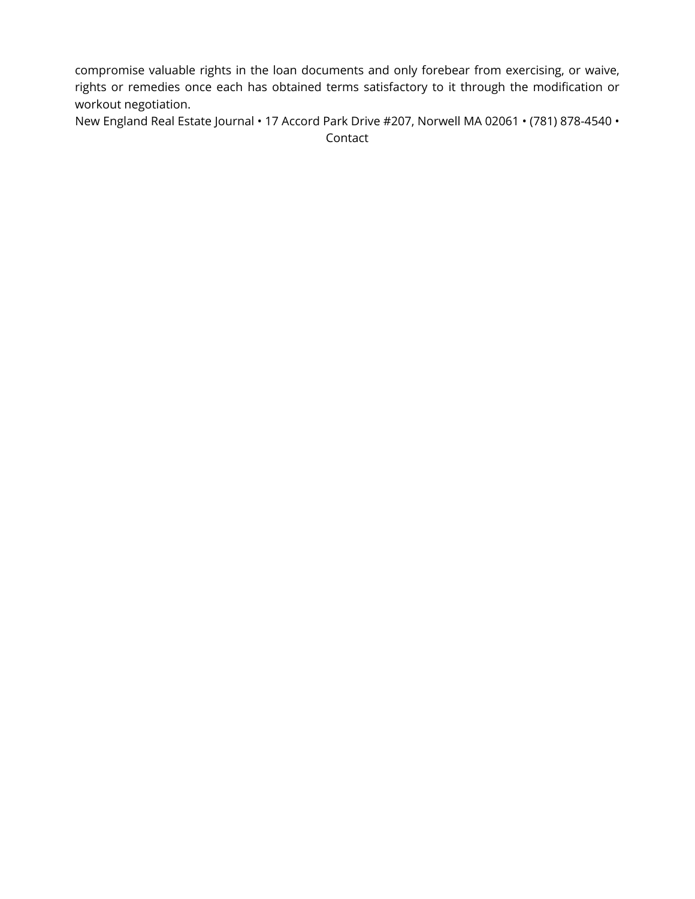compromise valuable rights in the loan documents and only forebear from exercising, or waive, rights or remedies once each has obtained terms satisfactory to it through the modification or workout negotiation.